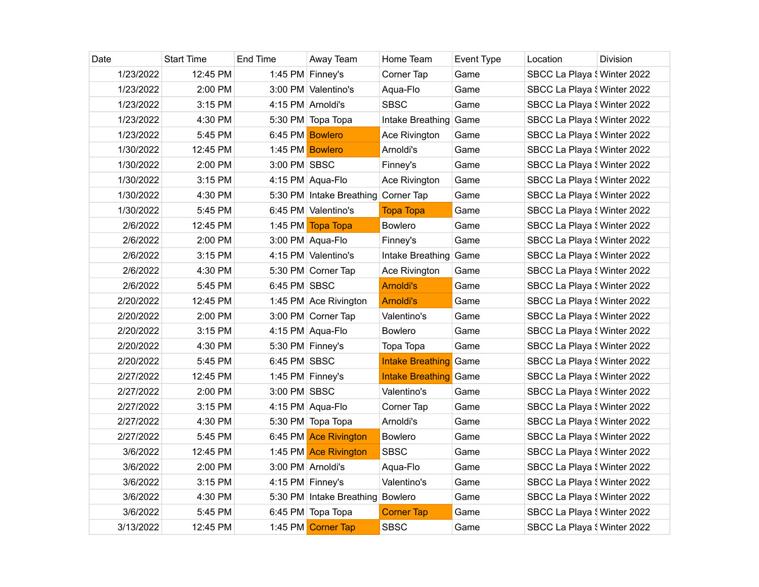| Date | Start Time | End Time | Away Team | Home Team | Event Type | Location | Division |
|---|---|---|---|---|---|---|---|
| 1/23/2022 | 12:45 PM | 1:45 PM | Finney's | Corner Tap | Game | SBCC La Playa S | Winter 2022 |
| 1/23/2022 | 2:00 PM | 3:00 PM | Valentino's | Aqua-Flo | Game | SBCC La Playa S | Winter 2022 |
| 1/23/2022 | 3:15 PM | 4:15 PM | Arnoldi's | SBSC | Game | SBCC La Playa S | Winter 2022 |
| 1/23/2022 | 4:30 PM | 5:30 PM | Topa Topa | Intake Breathing | Game | SBCC La Playa S | Winter 2022 |
| 1/23/2022 | 5:45 PM | 6:45 PM | Bowlero | Ace Rivington | Game | SBCC La Playa S | Winter 2022 |
| 1/30/2022 | 12:45 PM | 1:45 PM | Bowlero | Arnoldi's | Game | SBCC La Playa S | Winter 2022 |
| 1/30/2022 | 2:00 PM | 3:00 PM | SBSC | Finney's | Game | SBCC La Playa S | Winter 2022 |
| 1/30/2022 | 3:15 PM | 4:15 PM | Aqua-Flo | Ace Rivington | Game | SBCC La Playa S | Winter 2022 |
| 1/30/2022 | 4:30 PM | 5:30 PM | Intake Breathing | Corner Tap | Game | SBCC La Playa S | Winter 2022 |
| 1/30/2022 | 5:45 PM | 6:45 PM | Valentino's | Topa Topa | Game | SBCC La Playa S | Winter 2022 |
| 2/6/2022 | 12:45 PM | 1:45 PM | Topa Topa | Bowlero | Game | SBCC La Playa S | Winter 2022 |
| 2/6/2022 | 2:00 PM | 3:00 PM | Aqua-Flo | Finney's | Game | SBCC La Playa S | Winter 2022 |
| 2/6/2022 | 3:15 PM | 4:15 PM | Valentino's | Intake Breathing | Game | SBCC La Playa S | Winter 2022 |
| 2/6/2022 | 4:30 PM | 5:30 PM | Corner Tap | Ace Rivington | Game | SBCC La Playa S | Winter 2022 |
| 2/6/2022 | 5:45 PM | 6:45 PM | SBSC | Arnoldi's | Game | SBCC La Playa S | Winter 2022 |
| 2/20/2022 | 12:45 PM | 1:45 PM | Ace Rivington | Arnoldi's | Game | SBCC La Playa S | Winter 2022 |
| 2/20/2022 | 2:00 PM | 3:00 PM | Corner Tap | Valentino's | Game | SBCC La Playa S | Winter 2022 |
| 2/20/2022 | 3:15 PM | 4:15 PM | Aqua-Flo | Bowlero | Game | SBCC La Playa S | Winter 2022 |
| 2/20/2022 | 4:30 PM | 5:30 PM | Finney's | Topa Topa | Game | SBCC La Playa S | Winter 2022 |
| 2/20/2022 | 5:45 PM | 6:45 PM | SBSC | Intake Breathing | Game | SBCC La Playa S | Winter 2022 |
| 2/27/2022 | 12:45 PM | 1:45 PM | Finney's | Intake Breathing | Game | SBCC La Playa S | Winter 2022 |
| 2/27/2022 | 2:00 PM | 3:00 PM | SBSC | Valentino's | Game | SBCC La Playa S | Winter 2022 |
| 2/27/2022 | 3:15 PM | 4:15 PM | Aqua-Flo | Corner Tap | Game | SBCC La Playa S | Winter 2022 |
| 2/27/2022 | 4:30 PM | 5:30 PM | Topa Topa | Arnoldi's | Game | SBCC La Playa S | Winter 2022 |
| 2/27/2022 | 5:45 PM | 6:45 PM | Ace Rivington | Bowlero | Game | SBCC La Playa S | Winter 2022 |
| 3/6/2022 | 12:45 PM | 1:45 PM | Ace Rivington | SBSC | Game | SBCC La Playa S | Winter 2022 |
| 3/6/2022 | 2:00 PM | 3:00 PM | Arnoldi's | Aqua-Flo | Game | SBCC La Playa S | Winter 2022 |
| 3/6/2022 | 3:15 PM | 4:15 PM | Finney's | Valentino's | Game | SBCC La Playa S | Winter 2022 |
| 3/6/2022 | 4:30 PM | 5:30 PM | Intake Breathing | Bowlero | Game | SBCC La Playa S | Winter 2022 |
| 3/6/2022 | 5:45 PM | 6:45 PM | Topa Topa | Corner Tap | Game | SBCC La Playa S | Winter 2022 |
| 3/13/2022 | 12:45 PM | 1:45 PM | Corner Tap | SBSC | Game | SBCC La Playa S | Winter 2022 |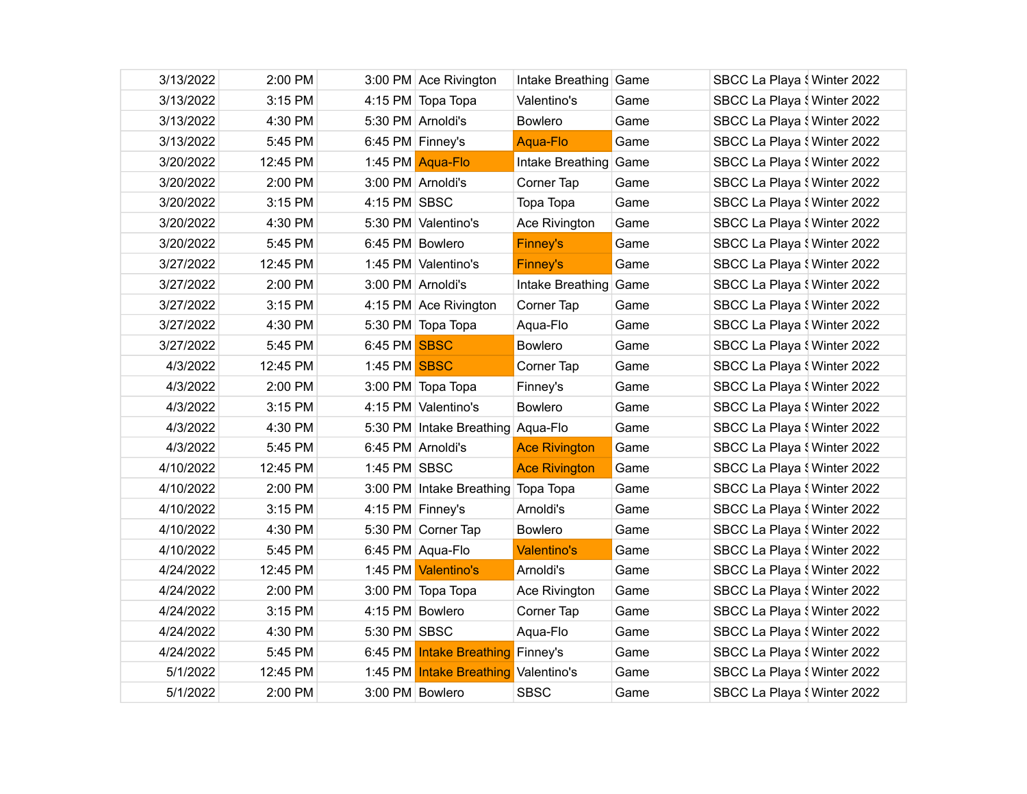| | | | | | | | |
|---|---|---|---|---|---|---|---|
| 3/13/2022 | 2:00 PM | 3:00 PM | Ace Rivington | Intake Breathing | Game | SBCC La Playa S | Winter 2022 |
| 3/13/2022 | 3:15 PM | 4:15 PM | Topa Topa | Valentino's | Game | SBCC La Playa S | Winter 2022 |
| 3/13/2022 | 4:30 PM | 5:30 PM | Arnoldi's | Bowlero | Game | SBCC La Playa S | Winter 2022 |
| 3/13/2022 | 5:45 PM | 6:45 PM | Finney's | Aqua-Flo | Game | SBCC La Playa S | Winter 2022 |
| 3/20/2022 | 12:45 PM | 1:45 PM | Aqua-Flo | Intake Breathing | Game | SBCC La Playa S | Winter 2022 |
| 3/20/2022 | 2:00 PM | 3:00 PM | Arnoldi's | Corner Tap | Game | SBCC La Playa S | Winter 2022 |
| 3/20/2022 | 3:15 PM | 4:15 PM | SBSC | Topa Topa | Game | SBCC La Playa S | Winter 2022 |
| 3/20/2022 | 4:30 PM | 5:30 PM | Valentino's | Ace Rivington | Game | SBCC La Playa S | Winter 2022 |
| 3/20/2022 | 5:45 PM | 6:45 PM | Bowlero | Finney's | Game | SBCC La Playa S | Winter 2022 |
| 3/27/2022 | 12:45 PM | 1:45 PM | Valentino's | Finney's | Game | SBCC La Playa S | Winter 2022 |
| 3/27/2022 | 2:00 PM | 3:00 PM | Arnoldi's | Intake Breathing | Game | SBCC La Playa S | Winter 2022 |
| 3/27/2022 | 3:15 PM | 4:15 PM | Ace Rivington | Corner Tap | Game | SBCC La Playa S | Winter 2022 |
| 3/27/2022 | 4:30 PM | 5:30 PM | Topa Topa | Aqua-Flo | Game | SBCC La Playa S | Winter 2022 |
| 3/27/2022 | 5:45 PM | 6:45 PM | SBSC | Bowlero | Game | SBCC La Playa S | Winter 2022 |
| 4/3/2022 | 12:45 PM | 1:45 PM | SBSC | Corner Tap | Game | SBCC La Playa S | Winter 2022 |
| 4/3/2022 | 2:00 PM | 3:00 PM | Topa Topa | Finney's | Game | SBCC La Playa S | Winter 2022 |
| 4/3/2022 | 3:15 PM | 4:15 PM | Valentino's | Bowlero | Game | SBCC La Playa S | Winter 2022 |
| 4/3/2022 | 4:30 PM | 5:30 PM | Intake Breathing | Aqua-Flo | Game | SBCC La Playa S | Winter 2022 |
| 4/3/2022 | 5:45 PM | 6:45 PM | Arnoldi's | Ace Rivington | Game | SBCC La Playa S | Winter 2022 |
| 4/10/2022 | 12:45 PM | 1:45 PM | SBSC | Ace Rivington | Game | SBCC La Playa S | Winter 2022 |
| 4/10/2022 | 2:00 PM | 3:00 PM | Intake Breathing | Topa Topa | Game | SBCC La Playa S | Winter 2022 |
| 4/10/2022 | 3:15 PM | 4:15 PM | Finney's | Arnoldi's | Game | SBCC La Playa S | Winter 2022 |
| 4/10/2022 | 4:30 PM | 5:30 PM | Corner Tap | Bowlero | Game | SBCC La Playa S | Winter 2022 |
| 4/10/2022 | 5:45 PM | 6:45 PM | Aqua-Flo | Valentino's | Game | SBCC La Playa S | Winter 2022 |
| 4/24/2022 | 12:45 PM | 1:45 PM | Valentino's | Arnoldi's | Game | SBCC La Playa S | Winter 2022 |
| 4/24/2022 | 2:00 PM | 3:00 PM | Topa Topa | Ace Rivington | Game | SBCC La Playa S | Winter 2022 |
| 4/24/2022 | 3:15 PM | 4:15 PM | Bowlero | Corner Tap | Game | SBCC La Playa S | Winter 2022 |
| 4/24/2022 | 4:30 PM | 5:30 PM | SBSC | Aqua-Flo | Game | SBCC La Playa S | Winter 2022 |
| 4/24/2022 | 5:45 PM | 6:45 PM | Intake Breathing | Finney's | Game | SBCC La Playa S | Winter 2022 |
| 5/1/2022 | 12:45 PM | 1:45 PM | Intake Breathing | Valentino's | Game | SBCC La Playa S | Winter 2022 |
| 5/1/2022 | 2:00 PM | 3:00 PM | Bowlero | SBSC | Game | SBCC La Playa S | Winter 2022 |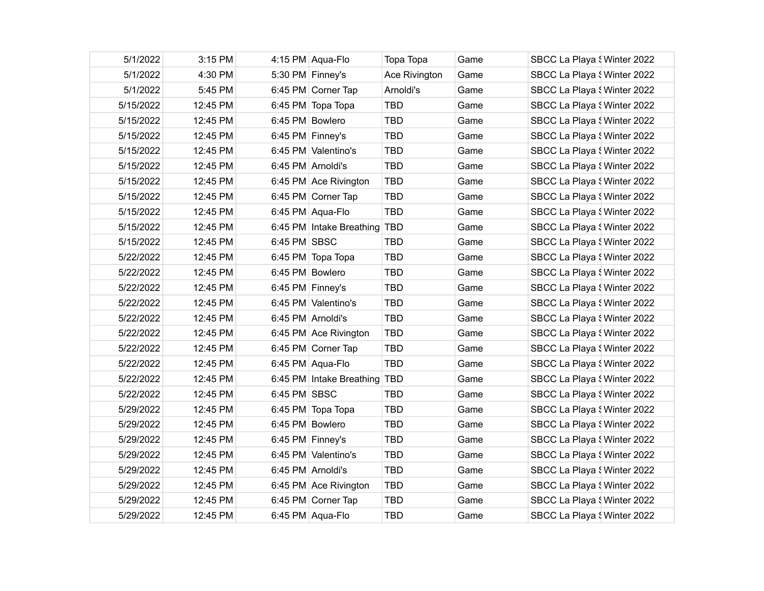| | | | | | | | |
|---|---|---|---|---|---|---|---|
| 5/1/2022 | 3:15 PM | 4:15 PM | Aqua-Flo | Topa Topa | Game | SBCC La Playa S | Winter 2022 |
| 5/1/2022 | 4:30 PM | 5:30 PM | Finney's | Ace Rivington | Game | SBCC La Playa S | Winter 2022 |
| 5/1/2022 | 5:45 PM | 6:45 PM | Corner Tap | Arnoldi's | Game | SBCC La Playa S | Winter 2022 |
| 5/15/2022 | 12:45 PM | 6:45 PM | Topa Topa | TBD | Game | SBCC La Playa S | Winter 2022 |
| 5/15/2022 | 12:45 PM | 6:45 PM | Bowlero | TBD | Game | SBCC La Playa S | Winter 2022 |
| 5/15/2022 | 12:45 PM | 6:45 PM | Finney's | TBD | Game | SBCC La Playa S | Winter 2022 |
| 5/15/2022 | 12:45 PM | 6:45 PM | Valentino's | TBD | Game | SBCC La Playa S | Winter 2022 |
| 5/15/2022 | 12:45 PM | 6:45 PM | Arnoldi's | TBD | Game | SBCC La Playa S | Winter 2022 |
| 5/15/2022 | 12:45 PM | 6:45 PM | Ace Rivington | TBD | Game | SBCC La Playa S | Winter 2022 |
| 5/15/2022 | 12:45 PM | 6:45 PM | Corner Tap | TBD | Game | SBCC La Playa S | Winter 2022 |
| 5/15/2022 | 12:45 PM | 6:45 PM | Aqua-Flo | TBD | Game | SBCC La Playa S | Winter 2022 |
| 5/15/2022 | 12:45 PM | 6:45 PM | Intake Breathing | TBD | Game | SBCC La Playa S | Winter 2022 |
| 5/15/2022 | 12:45 PM | 6:45 PM | SBSC | TBD | Game | SBCC La Playa S | Winter 2022 |
| 5/22/2022 | 12:45 PM | 6:45 PM | Topa Topa | TBD | Game | SBCC La Playa S | Winter 2022 |
| 5/22/2022 | 12:45 PM | 6:45 PM | Bowlero | TBD | Game | SBCC La Playa S | Winter 2022 |
| 5/22/2022 | 12:45 PM | 6:45 PM | Finney's | TBD | Game | SBCC La Playa S | Winter 2022 |
| 5/22/2022 | 12:45 PM | 6:45 PM | Valentino's | TBD | Game | SBCC La Playa S | Winter 2022 |
| 5/22/2022 | 12:45 PM | 6:45 PM | Arnoldi's | TBD | Game | SBCC La Playa S | Winter 2022 |
| 5/22/2022 | 12:45 PM | 6:45 PM | Ace Rivington | TBD | Game | SBCC La Playa S | Winter 2022 |
| 5/22/2022 | 12:45 PM | 6:45 PM | Corner Tap | TBD | Game | SBCC La Playa S | Winter 2022 |
| 5/22/2022 | 12:45 PM | 6:45 PM | Aqua-Flo | TBD | Game | SBCC La Playa S | Winter 2022 |
| 5/22/2022 | 12:45 PM | 6:45 PM | Intake Breathing | TBD | Game | SBCC La Playa S | Winter 2022 |
| 5/22/2022 | 12:45 PM | 6:45 PM | SBSC | TBD | Game | SBCC La Playa S | Winter 2022 |
| 5/29/2022 | 12:45 PM | 6:45 PM | Topa Topa | TBD | Game | SBCC La Playa S | Winter 2022 |
| 5/29/2022 | 12:45 PM | 6:45 PM | Bowlero | TBD | Game | SBCC La Playa S | Winter 2022 |
| 5/29/2022 | 12:45 PM | 6:45 PM | Finney's | TBD | Game | SBCC La Playa S | Winter 2022 |
| 5/29/2022 | 12:45 PM | 6:45 PM | Valentino's | TBD | Game | SBCC La Playa S | Winter 2022 |
| 5/29/2022 | 12:45 PM | 6:45 PM | Arnoldi's | TBD | Game | SBCC La Playa S | Winter 2022 |
| 5/29/2022 | 12:45 PM | 6:45 PM | Ace Rivington | TBD | Game | SBCC La Playa S | Winter 2022 |
| 5/29/2022 | 12:45 PM | 6:45 PM | Corner Tap | TBD | Game | SBCC La Playa S | Winter 2022 |
| 5/29/2022 | 12:45 PM | 6:45 PM | Aqua-Flo | TBD | Game | SBCC La Playa S | Winter 2022 |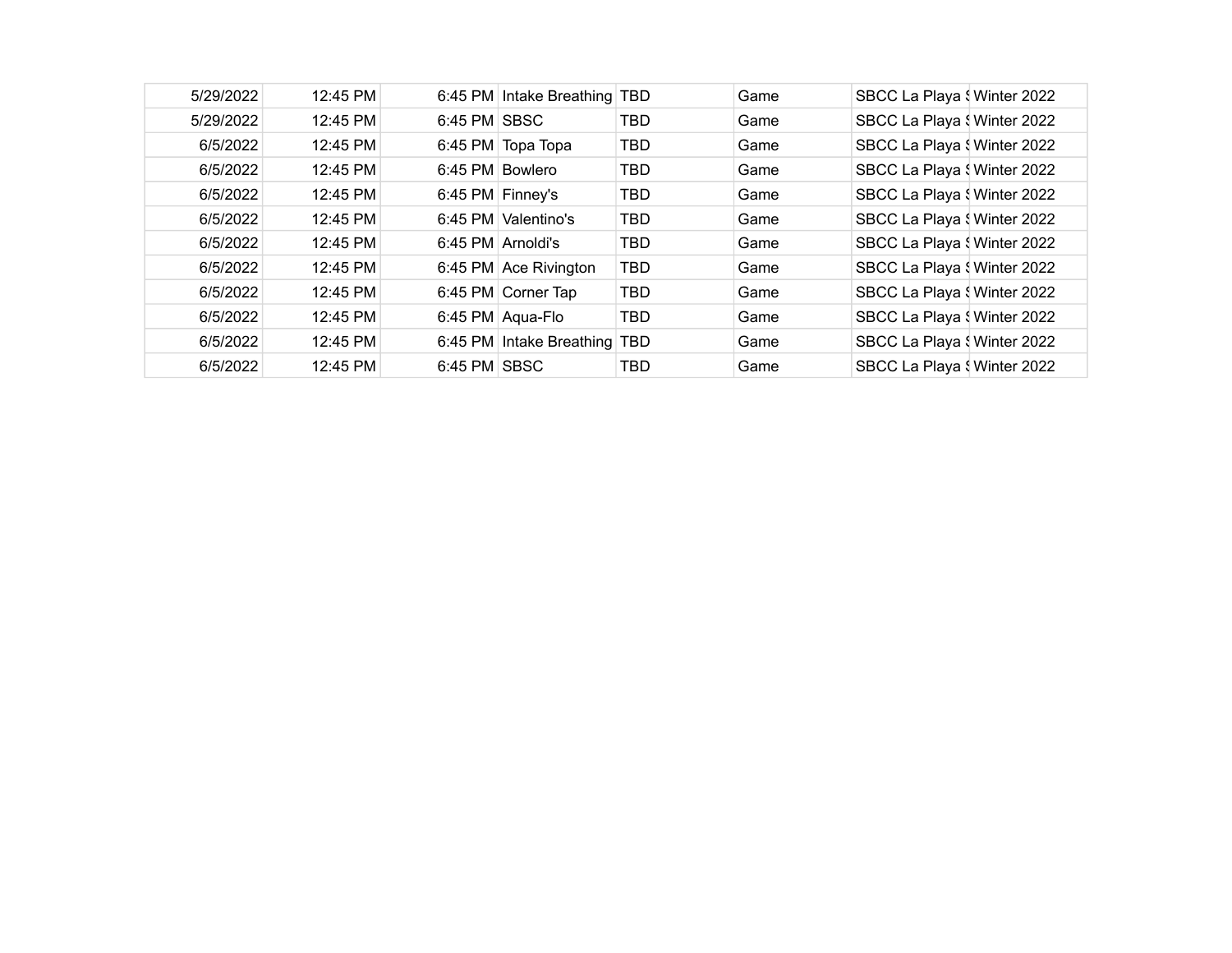| | | | | | | | |
|---|---|---|---|---|---|---|---|
| 5/29/2022 | 12:45 PM | 6:45 PM | Intake Breathing | TBD | Game | SBCC La Playa S | Winter 2022 |
| 5/29/2022 | 12:45 PM | 6:45 PM | SBSC | TBD | Game | SBCC La Playa S | Winter 2022 |
| 6/5/2022 | 12:45 PM | 6:45 PM | Topa Topa | TBD | Game | SBCC La Playa S | Winter 2022 |
| 6/5/2022 | 12:45 PM | 6:45 PM | Bowlero | TBD | Game | SBCC La Playa S | Winter 2022 |
| 6/5/2022 | 12:45 PM | 6:45 PM | Finney's | TBD | Game | SBCC La Playa S | Winter 2022 |
| 6/5/2022 | 12:45 PM | 6:45 PM | Valentino's | TBD | Game | SBCC La Playa S | Winter 2022 |
| 6/5/2022 | 12:45 PM | 6:45 PM | Arnoldi's | TBD | Game | SBCC La Playa S | Winter 2022 |
| 6/5/2022 | 12:45 PM | 6:45 PM | Ace Rivington | TBD | Game | SBCC La Playa S | Winter 2022 |
| 6/5/2022 | 12:45 PM | 6:45 PM | Corner Tap | TBD | Game | SBCC La Playa S | Winter 2022 |
| 6/5/2022 | 12:45 PM | 6:45 PM | Aqua-Flo | TBD | Game | SBCC La Playa S | Winter 2022 |
| 6/5/2022 | 12:45 PM | 6:45 PM | Intake Breathing | TBD | Game | SBCC La Playa S | Winter 2022 |
| 6/5/2022 | 12:45 PM | 6:45 PM | SBSC | TBD | Game | SBCC La Playa S | Winter 2022 |